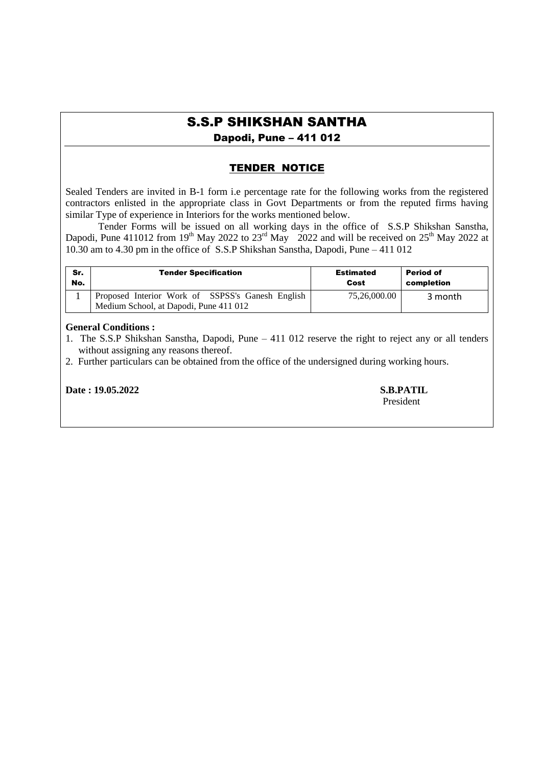# S.S.P SHIKSHAN SANTHA

## Dapodi, Pune – 411 012

## TENDER NOTICE

Sealed Tenders are invited in B-1 form i.e percentage rate for the following works from the registered contractors enlisted in the appropriate class in Govt Departments or from the reputed firms having similar Type of experience in Interiors for the works mentioned below.

Tender Forms will be issued on all working days in the office of S.S.P Shikshan Sanstha, Dapodi, Pune 411012 from 19th May 2022 to 23rd May 2022 and will be received on 25th May 2022 at 10.30 am to 4.30 pm in the office of S.S.P Shikshan Sanstha, Dapodi, Pune – 411 012

| Sr. No. | Tender Specification | Estimated Cost | Period of completion |
|---|---|---|---|
| 1 | Proposed Interior Work of SSPSS's Ganesh English Medium School, at Dapodi, Pune 411 012 | 75,26,000.00 | 3 month |

**General Conditions :**

1. The S.S.P Shikshan Sanstha, Dapodi, Pune – 411 012 reserve the right to reject any or all tenders without assigning any reasons thereof.
2. Further particulars can be obtained from the office of the undersigned during working hours.

**Date : 19.05.2022**

**S.B.PATIL**
President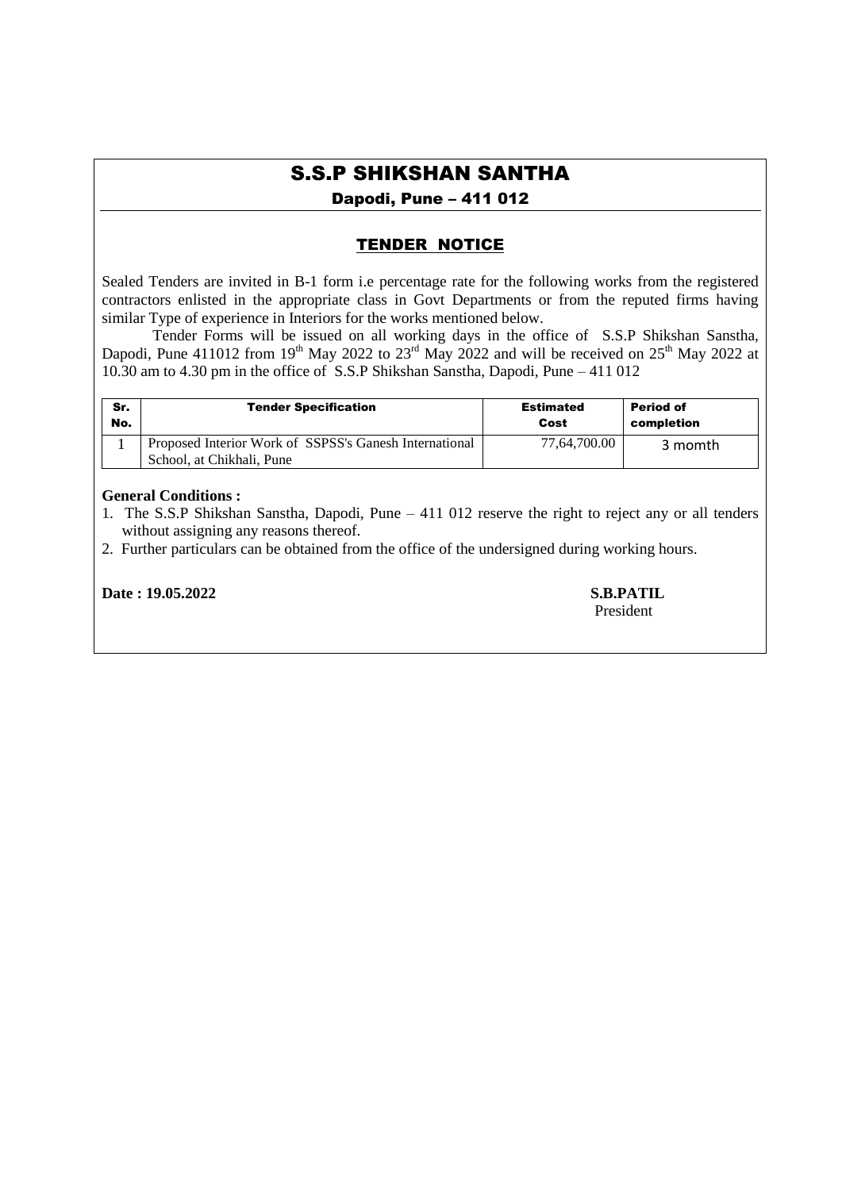# S.S.P SHIKSHAN SANTHA

## Dapodi, Pune – 411 012

### TENDER NOTICE

Sealed Tenders are invited in B-1 form i.e percentage rate for the following works from the registered contractors enlisted in the appropriate class in Govt Departments or from the reputed firms having similar Type of experience in Interiors for the works mentioned below.

Tender Forms will be issued on all working days in the office of S.S.P Shikshan Sanstha, Dapodi, Pune 411012 from 19th May 2022 to 23rd May 2022 and will be received on 25th May 2022 at 10.30 am to 4.30 pm in the office of S.S.P Shikshan Sanstha, Dapodi, Pune – 411 012

| Sr. No. | Tender Specification | Estimated Cost | Period of completion |
|---|---|---|---|
| 1 | Proposed Interior Work of SSPSS's Ganesh International School, at Chikhali, Pune | 77,64,700.00 | 3 momth |

**General Conditions :**

1. The S.S.P Shikshan Sanstha, Dapodi, Pune – 411 012 reserve the right to reject any or all tenders without assigning any reasons thereof.
2. Further particulars can be obtained from the office of the undersigned during working hours.

**Date : 19.05.2022**

**S.B.PATIL**
President